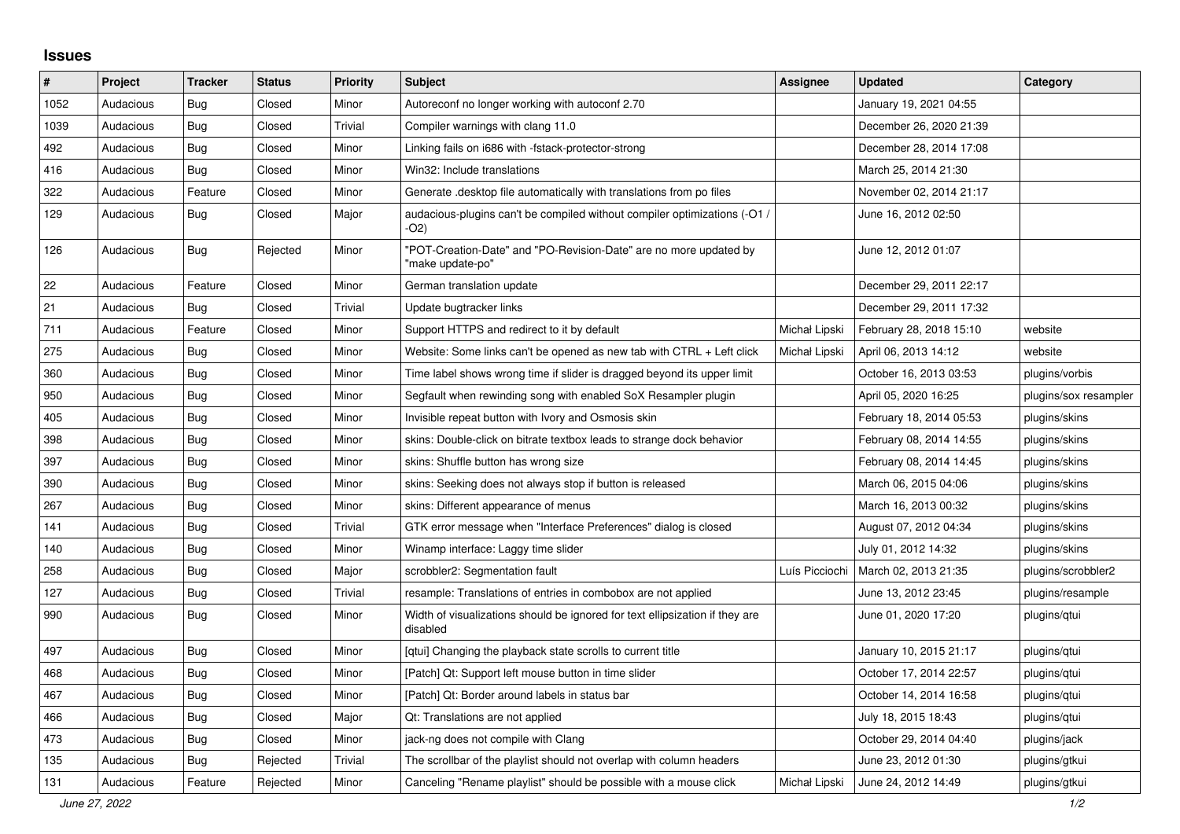## Issues

| # | Project | Tracker | Status | Priority | Subject | Assignee | Updated | Category |
|---|---|---|---|---|---|---|---|---|
| 1052 | Audacious | Bug | Closed | Minor | Autoreconf no longer working with autoconf 2.70 | | January 19, 2021 04:55 | |
| 1039 | Audacious | Bug | Closed | Trivial | Compiler warnings with clang 11.0 | | December 26, 2020 21:39 | |
| 492 | Audacious | Bug | Closed | Minor | Linking fails on i686 with -fstack-protector-strong | | December 28, 2014 17:08 | |
| 416 | Audacious | Bug | Closed | Minor | Win32: Include translations | | March 25, 2014 21:30 | |
| 322 | Audacious | Feature | Closed | Minor | Generate .desktop file automatically with translations from po files | | November 02, 2014 21:17 | |
| 129 | Audacious | Bug | Closed | Major | audacious-plugins can't be compiled without compiler optimizations (-O1 / -O2) | | June 16, 2012 02:50 | |
| 126 | Audacious | Bug | Rejected | Minor | "POT-Creation-Date" and "PO-Revision-Date" are no more updated by "make update-po" | | June 12, 2012 01:07 | |
| 22 | Audacious | Feature | Closed | Minor | German translation update | | December 29, 2011 22:17 | |
| 21 | Audacious | Bug | Closed | Trivial | Update bugtracker links | | December 29, 2011 17:32 | |
| 711 | Audacious | Feature | Closed | Minor | Support HTTPS and redirect to it by default | Michał Lipski | February 28, 2018 15:10 | website |
| 275 | Audacious | Bug | Closed | Minor | Website: Some links can't be opened as new tab with CTRL + Left click | Michał Lipski | April 06, 2013 14:12 | website |
| 360 | Audacious | Bug | Closed | Minor | Time label shows wrong time if slider is dragged beyond its upper limit | | October 16, 2013 03:53 | plugins/vorbis |
| 950 | Audacious | Bug | Closed | Minor | Segfault when rewinding song with enabled SoX Resampler plugin | | April 05, 2020 16:25 | plugins/sox resampler |
| 405 | Audacious | Bug | Closed | Minor | Invisible repeat button with Ivory and Osmosis skin | | February 18, 2014 05:53 | plugins/skins |
| 398 | Audacious | Bug | Closed | Minor | skins: Double-click on bitrate textbox leads to strange dock behavior | | February 08, 2014 14:55 | plugins/skins |
| 397 | Audacious | Bug | Closed | Minor | skins: Shuffle button has wrong size | | February 08, 2014 14:45 | plugins/skins |
| 390 | Audacious | Bug | Closed | Minor | skins: Seeking does not always stop if button is released | | March 06, 2015 04:06 | plugins/skins |
| 267 | Audacious | Bug | Closed | Minor | skins: Different appearance of menus | | March 16, 2013 00:32 | plugins/skins |
| 141 | Audacious | Bug | Closed | Trivial | GTK error message when "Interface Preferences" dialog is closed | | August 07, 2012 04:34 | plugins/skins |
| 140 | Audacious | Bug | Closed | Minor | Winamp interface: Laggy time slider | | July 01, 2012 14:32 | plugins/skins |
| 258 | Audacious | Bug | Closed | Major | scrobbler2: Segmentation fault | Luís Picciochi | March 02, 2013 21:35 | plugins/scrobbler2 |
| 127 | Audacious | Bug | Closed | Trivial | resample: Translations of entries in combobox are not applied | | June 13, 2012 23:45 | plugins/resample |
| 990 | Audacious | Bug | Closed | Minor | Width of visualizations should be ignored for text ellipsization if they are disabled | | June 01, 2020 17:20 | plugins/qtui |
| 497 | Audacious | Bug | Closed | Minor | [qtui] Changing the playback state scrolls to current title | | January 10, 2015 21:17 | plugins/qtui |
| 468 | Audacious | Bug | Closed | Minor | [Patch] Qt: Support left mouse button in time slider | | October 17, 2014 22:57 | plugins/qtui |
| 467 | Audacious | Bug | Closed | Minor | [Patch] Qt: Border around labels in status bar | | October 14, 2014 16:58 | plugins/qtui |
| 466 | Audacious | Bug | Closed | Major | Qt: Translations are not applied | | July 18, 2015 18:43 | plugins/qtui |
| 473 | Audacious | Bug | Closed | Minor | jack-ng does not compile with Clang | | October 29, 2014 04:40 | plugins/jack |
| 135 | Audacious | Bug | Rejected | Trivial | The scrollbar of the playlist should not overlap with column headers | | June 23, 2012 01:30 | plugins/gtkui |
| 131 | Audacious | Feature | Rejected | Minor | Canceling "Rename playlist" should be possible with a mouse click | Michał Lipski | June 24, 2012 14:49 | plugins/gtkui |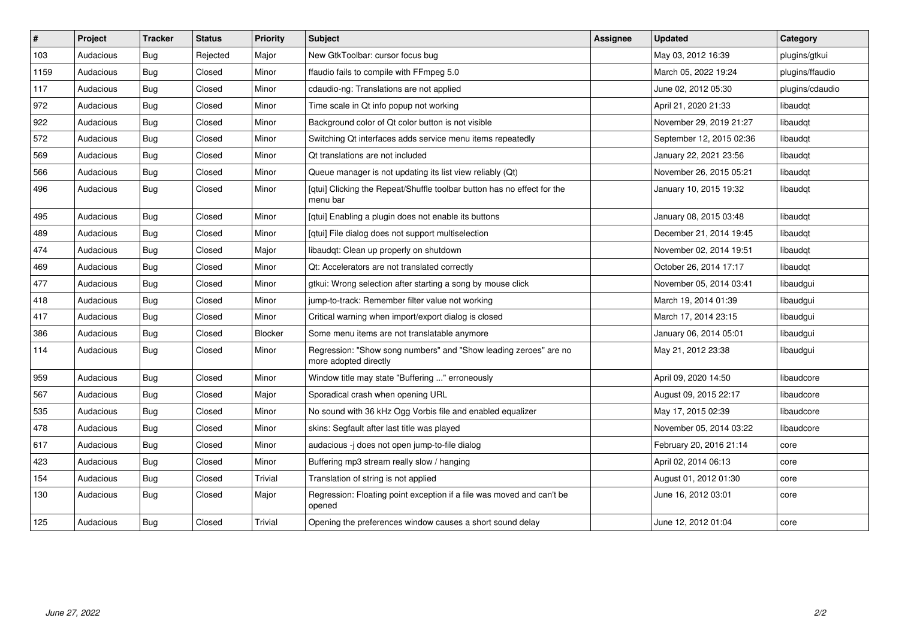| # | Project | Tracker | Status | Priority | Subject | Assignee | Updated | Category |
|---|---|---|---|---|---|---|---|---|
| 103 | Audacious | Bug | Rejected | Major | New GtkToolbar: cursor focus bug | | May 03, 2012 16:39 | plugins/gtkui |
| 1159 | Audacious | Bug | Closed | Minor | ffaudio fails to compile with FFmpeg 5.0 | | March 05, 2022 19:24 | plugins/ffaudio |
| 117 | Audacious | Bug | Closed | Minor | cdaudio-ng: Translations are not applied | | June 02, 2012 05:30 | plugins/cdaudio |
| 972 | Audacious | Bug | Closed | Minor | Time scale in Qt info popup not working | | April 21, 2020 21:33 | libaudqt |
| 922 | Audacious | Bug | Closed | Minor | Background color of Qt color button is not visible | | November 29, 2019 21:27 | libaudqt |
| 572 | Audacious | Bug | Closed | Minor | Switching Qt interfaces adds service menu items repeatedly | | September 12, 2015 02:36 | libaudqt |
| 569 | Audacious | Bug | Closed | Minor | Qt translations are not included | | January 22, 2021 23:56 | libaudqt |
| 566 | Audacious | Bug | Closed | Minor | Queue manager is not updating its list view reliably (Qt) | | November 26, 2015 05:21 | libaudqt |
| 496 | Audacious | Bug | Closed | Minor | [qtui] Clicking the Repeat/Shuffle toolbar button has no effect for the menu bar | | January 10, 2015 19:32 | libaudqt |
| 495 | Audacious | Bug | Closed | Minor | [qtui] Enabling a plugin does not enable its buttons | | January 08, 2015 03:48 | libaudqt |
| 489 | Audacious | Bug | Closed | Minor | [qtui] File dialog does not support multiselection | | December 21, 2014 19:45 | libaudqt |
| 474 | Audacious | Bug | Closed | Major | libaudqt: Clean up properly on shutdown | | November 02, 2014 19:51 | libaudqt |
| 469 | Audacious | Bug | Closed | Minor | Qt: Accelerators are not translated correctly | | October 26, 2014 17:17 | libaudqt |
| 477 | Audacious | Bug | Closed | Minor | gtkui: Wrong selection after starting a song by mouse click | | November 05, 2014 03:41 | libaudgui |
| 418 | Audacious | Bug | Closed | Minor | jump-to-track: Remember filter value not working | | March 19, 2014 01:39 | libaudgui |
| 417 | Audacious | Bug | Closed | Minor | Critical warning when import/export dialog is closed | | March 17, 2014 23:15 | libaudgui |
| 386 | Audacious | Bug | Closed | Blocker | Some menu items are not translatable anymore | | January 06, 2014 05:01 | libaudgui |
| 114 | Audacious | Bug | Closed | Minor | Regression: "Show song numbers" and "Show leading zeroes" are no more adopted directly | | May 21, 2012 23:38 | libaudgui |
| 959 | Audacious | Bug | Closed | Minor | Window title may state "Buffering ..." erroneously | | April 09, 2020 14:50 | libaudcore |
| 567 | Audacious | Bug | Closed | Major | Sporadical crash when opening URL | | August 09, 2015 22:17 | libaudcore |
| 535 | Audacious | Bug | Closed | Minor | No sound with 36 kHz Ogg Vorbis file and enabled equalizer | | May 17, 2015 02:39 | libaudcore |
| 478 | Audacious | Bug | Closed | Minor | skins: Segfault after last title was played | | November 05, 2014 03:22 | libaudcore |
| 617 | Audacious | Bug | Closed | Minor | audacious -j does not open jump-to-file dialog | | February 20, 2016 21:14 | core |
| 423 | Audacious | Bug | Closed | Minor | Buffering mp3 stream really slow / hanging | | April 02, 2014 06:13 | core |
| 154 | Audacious | Bug | Closed | Trivial | Translation of string is not applied | | August 01, 2012 01:30 | core |
| 130 | Audacious | Bug | Closed | Major | Regression: Floating point exception if a file was moved and can't be opened | | June 16, 2012 03:01 | core |
| 125 | Audacious | Bug | Closed | Trivial | Opening the preferences window causes a short sound delay | | June 12, 2012 01:04 | core |